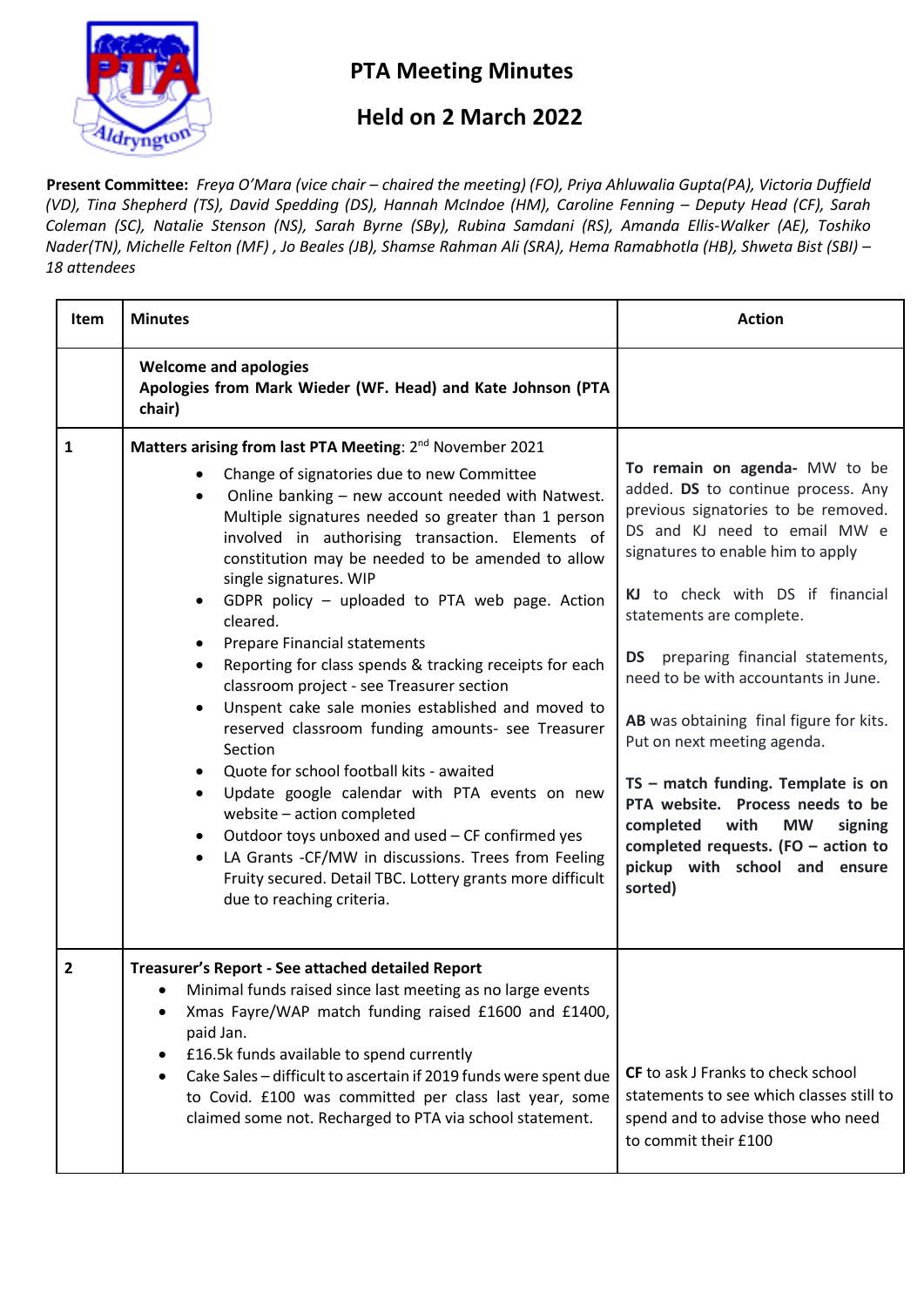# PTA Meeting Minutes

## Held on 2 March 2022

**Present Committee:** *Freya O'Mara (vice chair – chaired the meeting) (FO), Priya Ahluwalia Gupta(PA), Victoria Duffield (VD), Tina Shepherd (TS), David Spedding (DS), Hannah McIndoe (HM), Caroline Fenning – Deputy Head (CF), Sarah Coleman (SC), Natalie Stenson (NS), Sarah Byrne (SBy), Rubina Samdani (RS), Amanda Ellis-Walker (AE), Toshiko Nader(TN), Michelle Felton (MF) , Jo Beales (JB), Shamse Rahman Ali (SRA), Hema Ramabhotla (HB), Shweta Bist (SBI) – 18 attendees*

| Item | Minutes | Action |
|---|---|---|
| | **Welcome and apologies**<br>**Apologies from Mark Wieder (WF. Head) and Kate Johnson (PTA chair)** | |
| **1** | **Matters arising from last PTA Meeting**: 2nd November 2021<br>• Change of signatories due to new Committee<br>• Online banking – new account needed with Natwest. Multiple signatures needed so greater than 1 person involved in authorising transaction. Elements of constitution may be needed to be amended to allow single signatures. WIP<br>• GDPR policy – uploaded to PTA web page. Action cleared.<br>• Prepare Financial statements<br>• Reporting for class spends & tracking receipts for each classroom project - see Treasurer section<br>• Unspent cake sale monies established and moved to reserved classroom funding amounts- see Treasurer Section<br>• Quote for school football kits - awaited<br>• Update google calendar with PTA events on new website – action completed<br>• Outdoor toys unboxed and used – CF confirmed yes<br>• LA Grants -CF/MW in discussions. Trees from Feeling Fruity secured. Detail TBC. Lottery grants more difficult due to reaching criteria. | **To remain on agenda-** MW to be added. **DS** to continue process. Any previous signatories to be removed. DS and KJ need to email MW e signatures to enable him to apply<br><br>**KJ** to check with DS if financial statements are complete.<br><br>**DS** preparing financial statements, need to be with accountants in June.<br><br>**AB** was obtaining final figure for kits. Put on next meeting agenda.<br><br>**TS – match funding. Template is on PTA website. Process needs to be completed with MW signing completed requests. (FO – action to pickup with school and ensure sorted)** |
| **2** | **Treasurer's Report - See attached detailed Report**<br>• Minimal funds raised since last meeting as no large events<br>• Xmas Fayre/WAP match funding raised £1600 and £1400, paid Jan.<br>• £16.5k funds available to spend currently<br>• Cake Sales – difficult to ascertain if 2019 funds were spent due to Covid. £100 was committed per class last year, some claimed some not. Recharged to PTA via school statement. | **CF** to ask J Franks to check school statements to see which classes still to spend and to advise those who need to commit their £100 |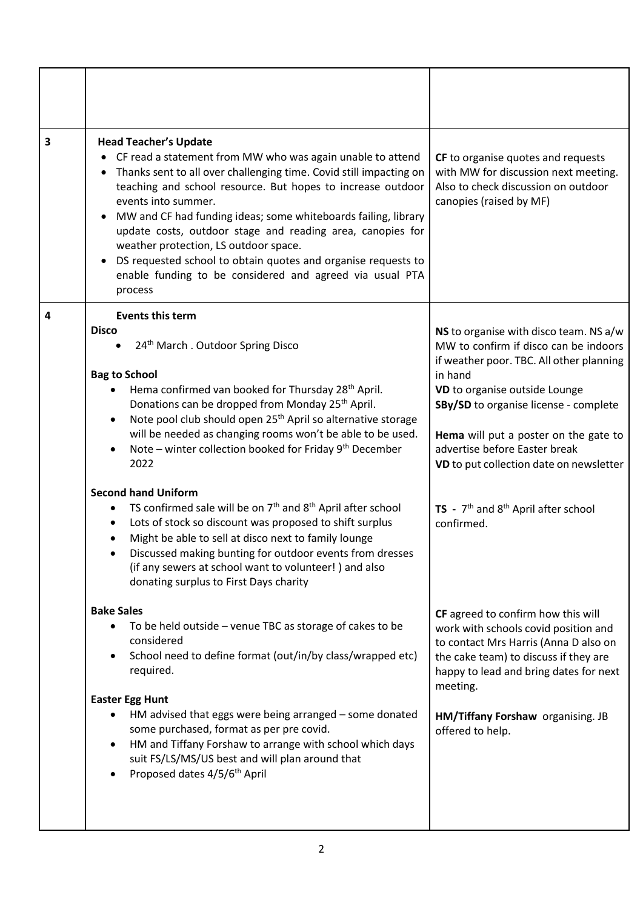| | | |
|---|---|---|
| | | |
| 3 | **Head Teacher's Update**<br>• CF read a statement from MW who was again unable to attend<br>• Thanks sent to all over challenging time. Covid still impacting on teaching and school resource. But hopes to increase outdoor events into summer.<br>• MW and CF had funding ideas; some whiteboards failing, library update costs, outdoor stage and reading area, canopies for weather protection, LS outdoor space.<br>• DS requested school to obtain quotes and organise requests to enable funding to be considered and agreed via usual PTA process | **CF** to organise quotes and requests with MW for discussion next meeting. Also to check discussion on outdoor canopies (raised by MF) |
| 4 | **Events this term**<br>**Disco**<br>• 24th March . Outdoor Spring Disco<br><br>**Bag to School**<br>• Hema confirmed van booked for Thursday 28th April. Donations can be dropped from Monday 25th April.<br>• Note pool club should open 25th April so alternative storage will be needed as changing rooms won't be able to be used.<br>• Note – winter collection booked for Friday 9th December 2022<br><br>**Second hand Uniform**<br>• TS confirmed sale will be on 7th and 8th April after school<br>• Lots of stock so discount was proposed to shift surplus<br>• Might be able to sell at disco next to family lounge<br>• Discussed making bunting for outdoor events from dresses (if any sewers at school want to volunteer! ) and also donating surplus to First Days charity<br><br>**Bake Sales**<br>• To be held outside – venue TBC as storage of cakes to be considered<br>• School need to define format (out/in/by class/wrapped etc) required.<br><br>**Easter Egg Hunt**<br>• HM advised that eggs were being arranged – some donated some purchased, format as per pre covid.<br>• HM and Tiffany Forshaw to arrange with school which days suit FS/LS/MS/US best and will plan around that<br>• Proposed dates 4/5/6th April | **NS** to organise with disco team. NS a/w MW to confirm if disco can be indoors if weather poor. TBC. All other planning in hand<br>**VD** to organise outside Lounge<br>**SBy/SD** to organise license - complete<br><br>**Hema** will put a poster on the gate to advertise before Easter break<br>**VD** to put collection date on newsletter<br><br>**TS -** 7th and 8th April after school confirmed.<br><br>**CF** agreed to confirm how this will work with schools covid position and to contact Mrs Harris (Anna D also on the cake team) to discuss if they are happy to lead and bring dates for next meeting.<br><br>**HM/Tiffany Forshaw** organising. JB offered to help. |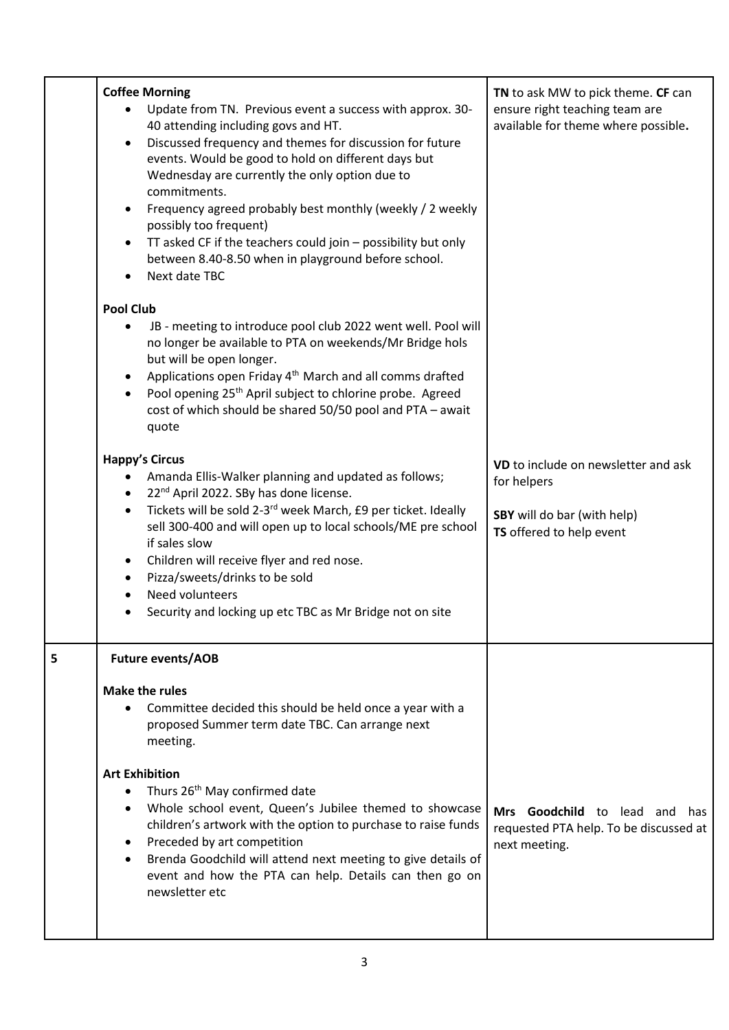| | | |
|---|---|---|
| | **Coffee Morning**<br>• Update from TN. Previous event a success with approx. 30-40 attending including govs and HT.<br>• Discussed frequency and themes for discussion for future events. Would be good to hold on different days but Wednesday are currently the only option due to commitments.<br>• Frequency agreed probably best monthly (weekly / 2 weekly possibly too frequent)<br>• TT asked CF if the teachers could join – possibility but only between 8.40-8.50 when in playground before school.<br>• Next date TBC<br><br>**Pool Club**<br>• JB - meeting to introduce pool club 2022 went well. Pool will no longer be available to PTA on weekends/Mr Bridge hols but will be open longer.<br>• Applications open Friday 4th March and all comms drafted<br>• Pool opening 25th April subject to chlorine probe. Agreed cost of which should be shared 50/50 pool and PTA – await quote<br><br>**Happy's Circus**<br>• Amanda Ellis-Walker planning and updated as follows;<br>• 22nd April 2022. SBy has done license.<br>• Tickets will be sold 2-3rd week March, £9 per ticket. Ideally sell 300-400 and will open up to local schools/ME pre school if sales slow<br>• Children will receive flyer and red nose.<br>• Pizza/sweets/drinks to be sold<br>• Need volunteers<br>• Security and locking up etc TBC as Mr Bridge not on site | **TN** to ask MW to pick theme. **CF** can ensure right teaching team are available for theme where possible**.**<br><br>**VD** to include on newsletter and ask for helpers<br><br>**SBY** will do bar (with help)<br>**TS** offered to help event |
| 5 | **Future events/AOB**<br><br>**Make the rules**<br>• Committee decided this should be held once a year with a proposed Summer term date TBC. Can arrange next meeting.<br><br>**Art Exhibition**<br>• Thurs 26th May confirmed date<br>• Whole school event, Queen's Jubilee themed to showcase children's artwork with the option to purchase to raise funds<br>• Preceded by art competition<br>• Brenda Goodchild will attend next meeting to give details of event and how the PTA can help. Details can then go on newsletter etc | **Mrs Goodchild** to lead and has requested PTA help. To be discussed at next meeting. |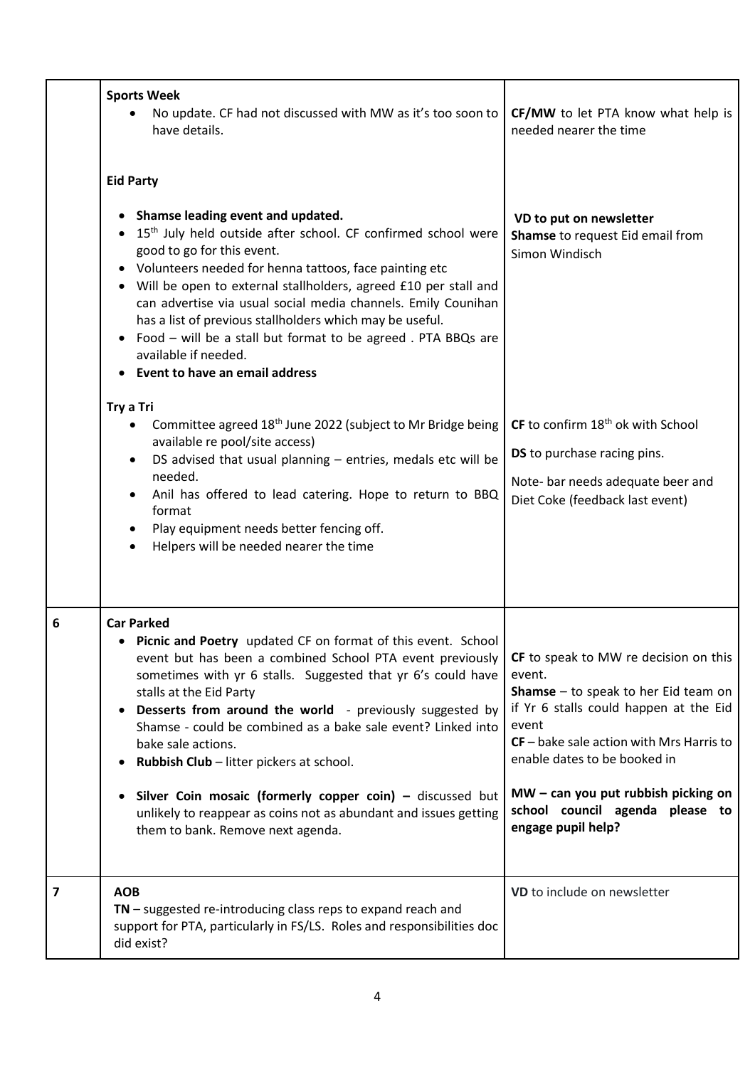| | | |
|---|---|---|
| | **Sports Week**<br>• No update. CF had not discussed with MW as it's too soon to have details.<br><br>**Eid Party**<br>• **Shamse leading event and updated.**<br>• 15th July held outside after school. CF confirmed school were good to go for this event.<br>• Volunteers needed for henna tattoos, face painting etc<br>• Will be open to external stallholders, agreed £10 per stall and can advertise via usual social media channels. Emily Counihan has a list of previous stallholders which may be useful.<br>• Food – will be a stall but format to be agreed . PTA BBQs are available if needed.<br>• **Event to have an email address**<br><br>**Try a Tri**<br>• Committee agreed 18th June 2022 (subject to Mr Bridge being available re pool/site access)<br>• DS advised that usual planning – entries, medals etc will be needed.<br>• Anil has offered to lead catering. Hope to return to BBQ format<br>• Play equipment needs better fencing off.<br>• Helpers will be needed nearer the time | **CF/MW** to let PTA know what help is needed nearer the time<br><br>**VD to put on newsletter**<br>**Shamse** to request Eid email from Simon Windisch<br><br>**CF** to confirm 18th ok with School<br><br>**DS** to purchase racing pins.<br><br>Note- bar needs adequate beer and Diet Coke (feedback last event) |
| **6** | **Car Parked**<br>• **Picnic and Poetry** updated CF on format of this event. School event but has been a combined School PTA event previously sometimes with yr 6 stalls. Suggested that yr 6's could have stalls at the Eid Party<br>• **Desserts from around the world** - previously suggested by Shamse - could be combined as a bake sale event? Linked into bake sale actions.<br>• **Rubbish Club** – litter pickers at school.<br><br>• **Silver Coin mosaic (formerly copper coin) –** discussed but unlikely to reappear as coins not as abundant and issues getting them to bank. Remove next agenda. | **CF** to speak to MW re decision on this event.<br>**Shamse** – to speak to her Eid team on if Yr 6 stalls could happen at the Eid event<br>**CF** – bake sale action with Mrs Harris to enable dates to be booked in<br><br>**MW – can you put rubbish picking on school council agenda please to engage pupil help?** |
| **7** | **AOB**<br>**TN** – suggested re-introducing class reps to expand reach and support for PTA, particularly in FS/LS. Roles and responsibilities doc did exist? | **VD** to include on newsletter |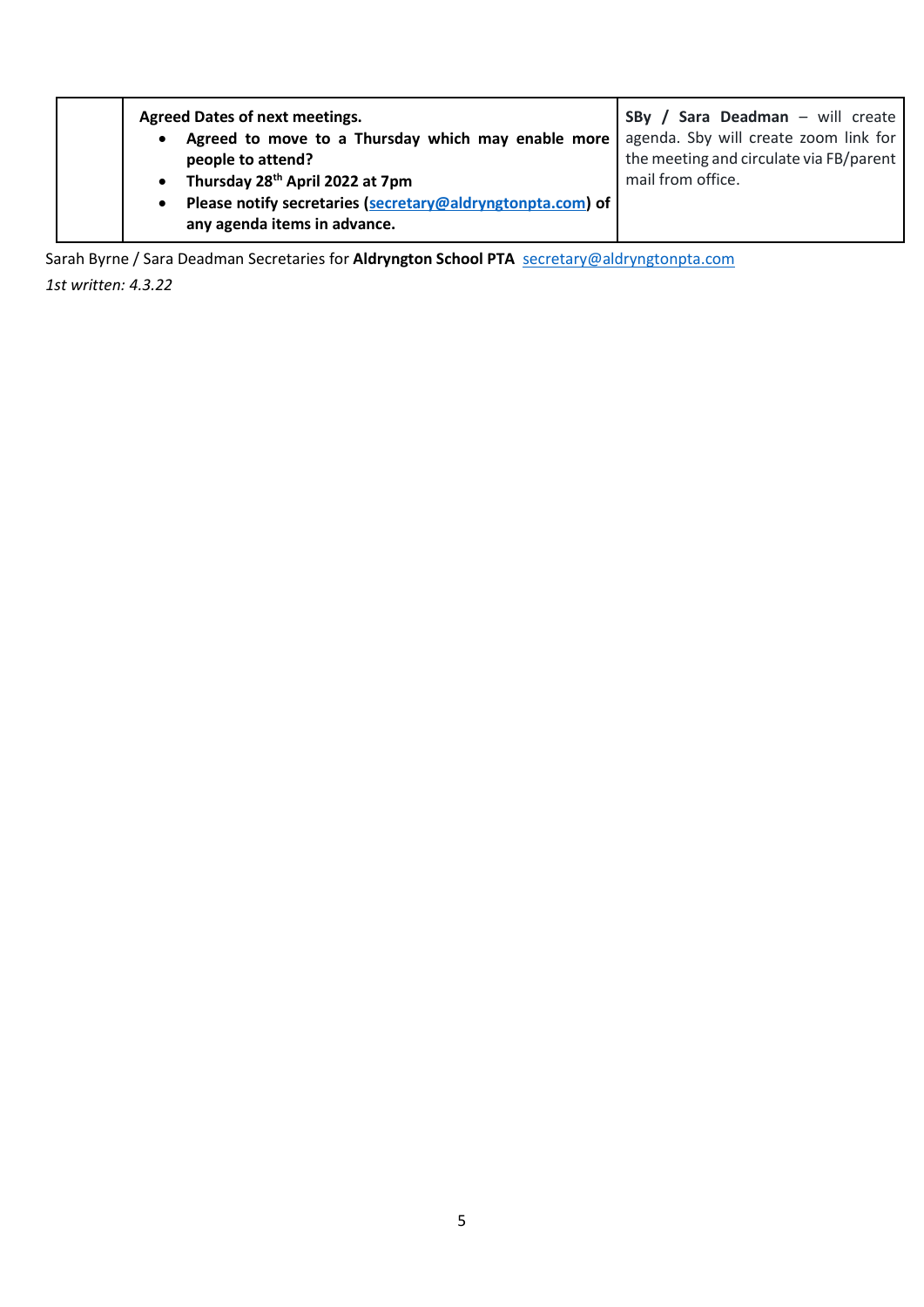| | | |
|---|---|---|
| | **Agreed Dates of next meetings.**<br>• **Agreed to move to a Thursday which may enable more people to attend?**<br>• **Thursday 28th April 2022 at 7pm**<br>• **Please notify secretaries (secretary@aldryngtonpta.com) of any agenda items in advance.** | **SBy / Sara Deadman** – will create agenda. Sby will create zoom link for the meeting and circulate via FB/parent mail from office. |

Sarah Byrne / Sara Deadman Secretaries for **Aldryngton School PTA** secretary@aldryngtonpta.com

*1st written: 4.3.22*